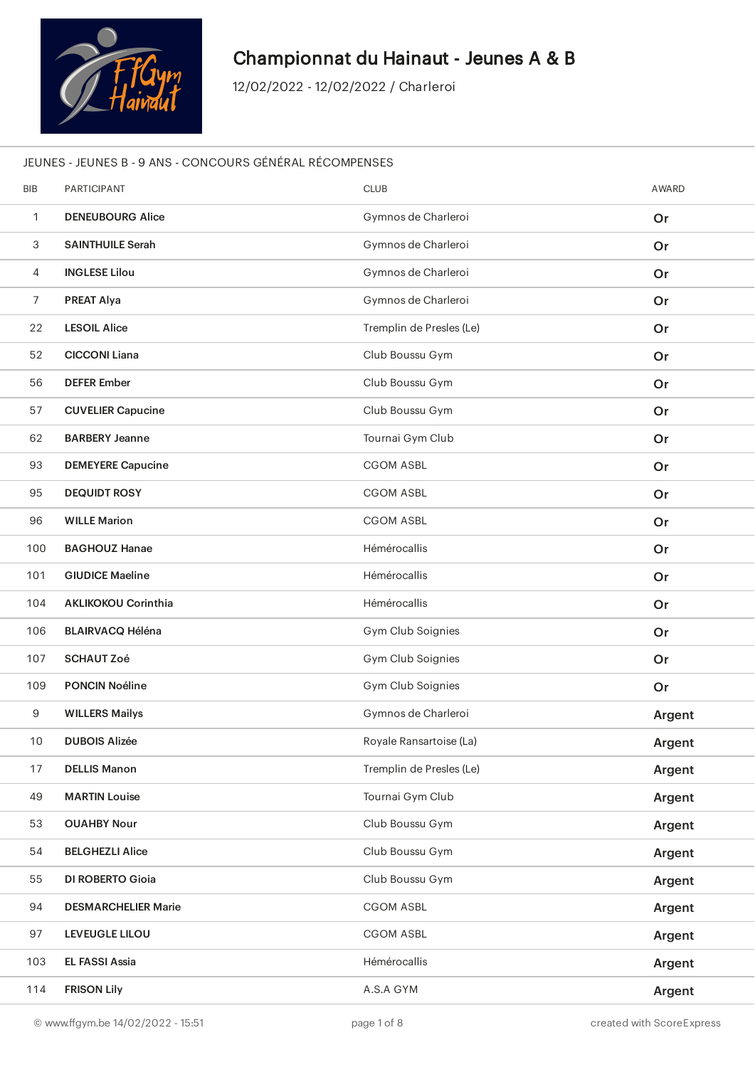# Championnat du Hainaut - Jeunes A & B

12/02/2022 - 12/02/2022 / Charleroi

## JEUNES - JEUNES B - 9 ANS - CONCOURS GÉNÉRAL RÉCOMPENSES

| BIB | PARTICIPANT | CLUB | AWARD |
|---|---|---|---|
| 1 | **DENEUBOURG Alice** | Gymnos de Charleroi | Or |
| 3 | **SAINTHUILE Serah** | Gymnos de Charleroi | Or |
| 4 | **INGLESE Lilou** | Gymnos de Charleroi | Or |
| 7 | **PREAT Alya** | Gymnos de Charleroi | Or |
| 22 | **LESOIL Alice** | Tremplin de Presles (Le) | Or |
| 52 | **CICCONI Liana** | Club Boussu Gym | Or |
| 56 | **DEFER Ember** | Club Boussu Gym | Or |
| 57 | **CUVELIER Capucine** | Club Boussu Gym | Or |
| 62 | **BARBERY Jeanne** | Tournai Gym Club | Or |
| 93 | **DEMEYERE Capucine** | CGOM ASBL | Or |
| 95 | **DEQUIDT ROSY** | CGOM ASBL | Or |
| 96 | **WILLE Marion** | CGOM ASBL | Or |
| 100 | **BAGHOUZ Hanae** | Hémérocallis | Or |
| 101 | **GIUDICE Maeline** | Hémérocallis | Or |
| 104 | **AKLIKOKOU Corinthia** | Hémérocallis | Or |
| 106 | **BLAIRVACQ Héléna** | Gym Club Soignies | Or |
| 107 | **SCHAUT Zoé** | Gym Club Soignies | Or |
| 109 | **PONCIN Noéline** | Gym Club Soignies | Or |
| 9 | **WILLERS Mailys** | Gymnos de Charleroi | Argent |
| 10 | **DUBOIS Alizée** | Royale Ransartoise (La) | Argent |
| 17 | **DELLIS Manon** | Tremplin de Presles (Le) | Argent |
| 49 | **MARTIN Louise** | Tournai Gym Club | Argent |
| 53 | **OUAHBY Nour** | Club Boussu Gym | Argent |
| 54 | **BELGHEZLI Alice** | Club Boussu Gym | Argent |
| 55 | **DI ROBERTO Gioia** | Club Boussu Gym | Argent |
| 94 | **DESMARCHELIER Marie** | CGOM ASBL | Argent |
| 97 | **LEVEUGLE LILOU** | CGOM ASBL | Argent |
| 103 | **EL FASSI Assia** | Hémérocallis | Argent |
| 114 | **FRISON Lily** | A.S.A GYM | Argent |

© www.ffgym.be 14/02/2022 - 15:51 — created with ScoreExpress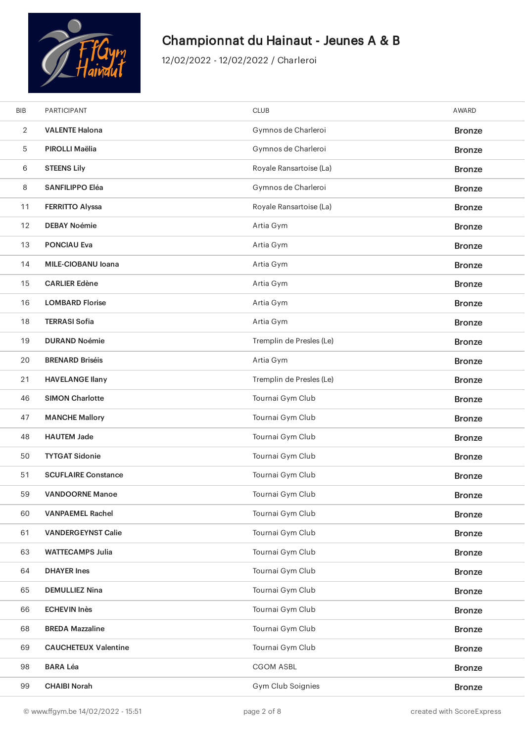# Championnat du Hainaut - Jeunes A & B

12/02/2022 - 12/02/2022 / Charleroi

| BIB | PARTICIPANT | CLUB | AWARD |
|---|---|---|---|
| 2 | **VALENTE Halona** | Gymnos de Charleroi | Bronze |
| 5 | **PIROLLI Maëlia** | Gymnos de Charleroi | Bronze |
| 6 | **STEENS Lily** | Royale Ransartoise (La) | Bronze |
| 8 | **SANFILIPPO Eléa** | Gymnos de Charleroi | Bronze |
| 11 | **FERRITTO Alyssa** | Royale Ransartoise (La) | Bronze |
| 12 | **DEBAY Noémie** | Artia Gym | Bronze |
| 13 | **PONCIAU Eva** | Artia Gym | Bronze |
| 14 | **MILE-CIOBANU Ioana** | Artia Gym | Bronze |
| 15 | **CARLIER Edène** | Artia Gym | Bronze |
| 16 | **LOMBARD Florise** | Artia Gym | Bronze |
| 18 | **TERRASI Sofia** | Artia Gym | Bronze |
| 19 | **DURAND Noémie** | Tremplin de Presles (Le) | Bronze |
| 20 | **BRENARD Briséis** | Artia Gym | Bronze |
| 21 | **HAVELANGE Ilany** | Tremplin de Presles (Le) | Bronze |
| 46 | **SIMON Charlotte** | Tournai Gym Club | Bronze |
| 47 | **MANCHE Mallory** | Tournai Gym Club | Bronze |
| 48 | **HAUTEM Jade** | Tournai Gym Club | Bronze |
| 50 | **TYTGAT Sidonie** | Tournai Gym Club | Bronze |
| 51 | **SCUFLAIRE Constance** | Tournai Gym Club | Bronze |
| 59 | **VANDOORNE Manoe** | Tournai Gym Club | Bronze |
| 60 | **VANPAEMEL Rachel** | Tournai Gym Club | Bronze |
| 61 | **VANDERGEYNST Calie** | Tournai Gym Club | Bronze |
| 63 | **WATTECAMPS Julia** | Tournai Gym Club | Bronze |
| 64 | **DHAYER Ines** | Tournai Gym Club | Bronze |
| 65 | **DEMULLIEZ Nina** | Tournai Gym Club | Bronze |
| 66 | **ECHEVIN Inès** | Tournai Gym Club | Bronze |
| 68 | **BREDA Mazzaline** | Tournai Gym Club | Bronze |
| 69 | **CAUCHETEUX Valentine** | Tournai Gym Club | Bronze |
| 98 | **BARA Léa** | CGOM ASBL | Bronze |
| 99 | **CHAIBI Norah** | Gym Club Soignies | Bronze |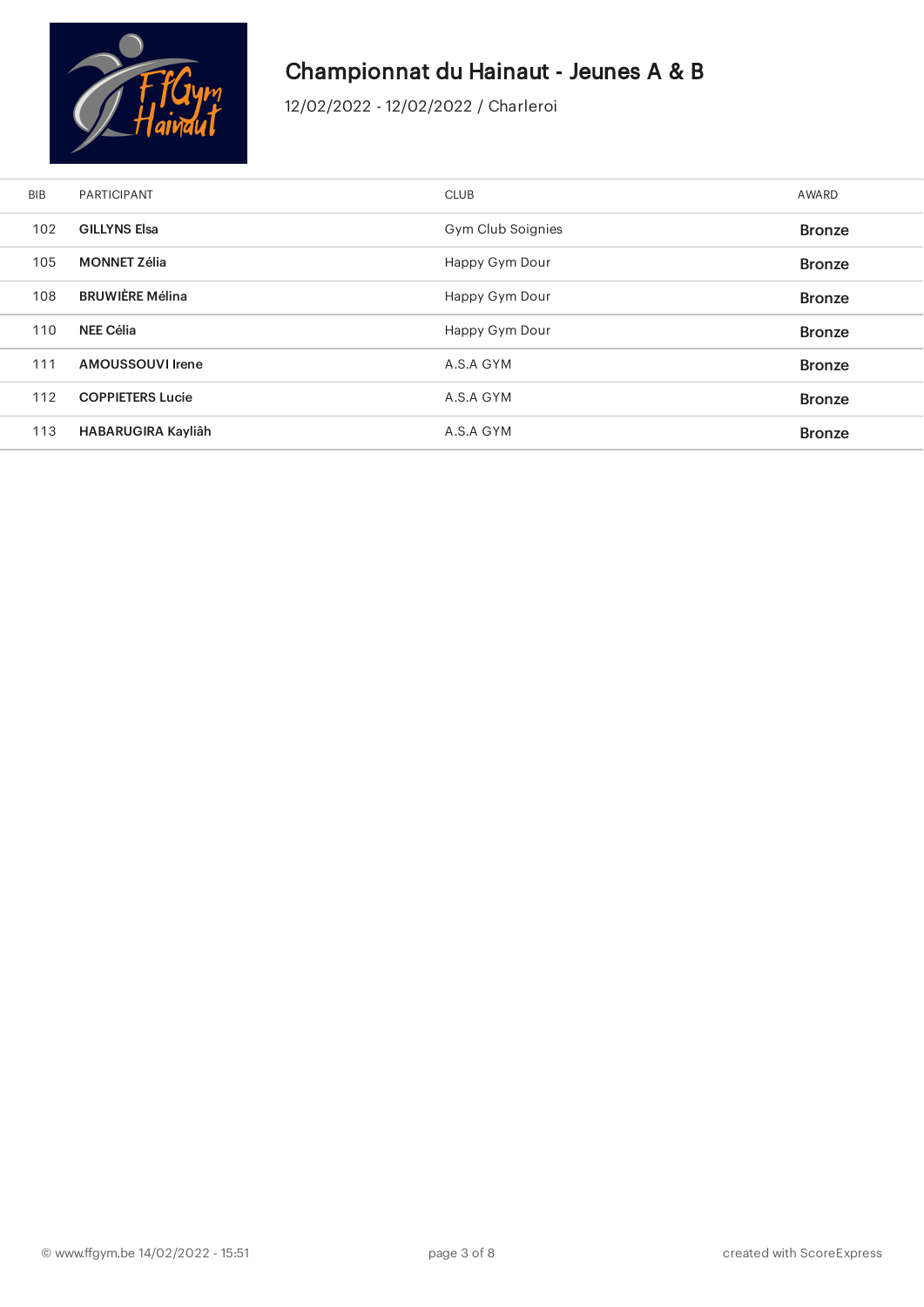# Championnat du Hainaut - Jeunes A & B

12/02/2022 - 12/02/2022 / Charleroi

| BIB | PARTICIPANT | CLUB | AWARD |
|---|---|---|---|
| 102 | **GILLYNS Elsa** | Gym Club Soignies | Bronze |
| 105 | **MONNET Zélia** | Happy Gym Dour | Bronze |
| 108 | **BRUWIÈRE Mélina** | Happy Gym Dour | Bronze |
| 110 | **NEE Célia** | Happy Gym Dour | Bronze |
| 111 | **AMOUSSOUVI Irene** | A.S.A GYM | Bronze |
| 112 | **COPPIETERS Lucie** | A.S.A GYM | Bronze |
| 113 | **HABARUGIRA Kayliâh** | A.S.A GYM | Bronze |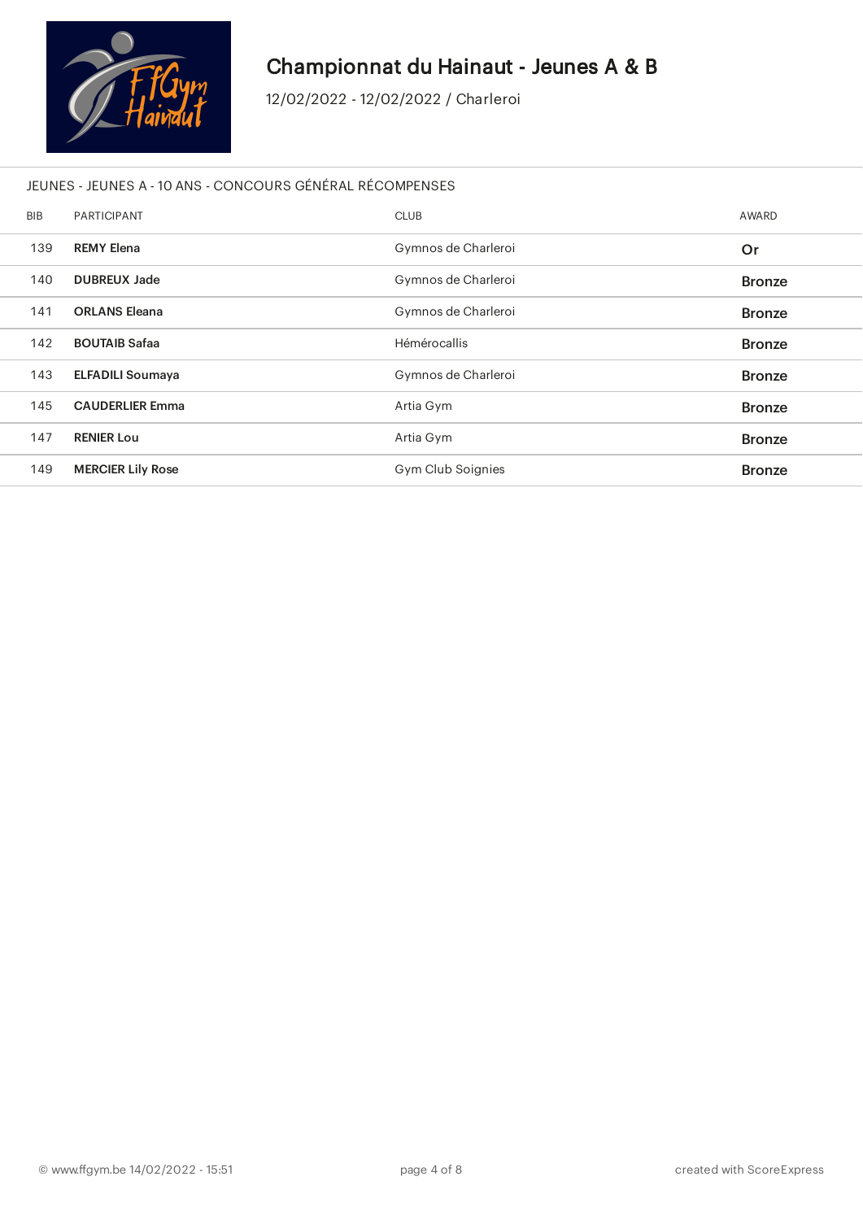# Championnat du Hainaut - Jeunes A & B

12/02/2022 - 12/02/2022 / Charleroi

## JEUNES - JEUNES A - 10 ANS - CONCOURS GÉNÉRAL RÉCOMPENSES

| BIB | PARTICIPANT | CLUB | AWARD |
|---|---|---|---|
| 139 | **REMY Elena** | Gymnos de Charleroi | Or |
| 140 | **DUBREUX Jade** | Gymnos de Charleroi | Bronze |
| 141 | **ORLANS Eleana** | Gymnos de Charleroi | Bronze |
| 142 | **BOUTAIB Safaa** | Hémérocallis | Bronze |
| 143 | **ELFADILI Soumaya** | Gymnos de Charleroi | Bronze |
| 145 | **CAUDERLIER Emma** | Artia Gym | Bronze |
| 147 | **RENIER Lou** | Artia Gym | Bronze |
| 149 | **MERCIER Lily Rose** | Gym Club Soignies | Bronze |

© www.ffgym.be 14/02/2022 - 15:51

created with ScoreExpress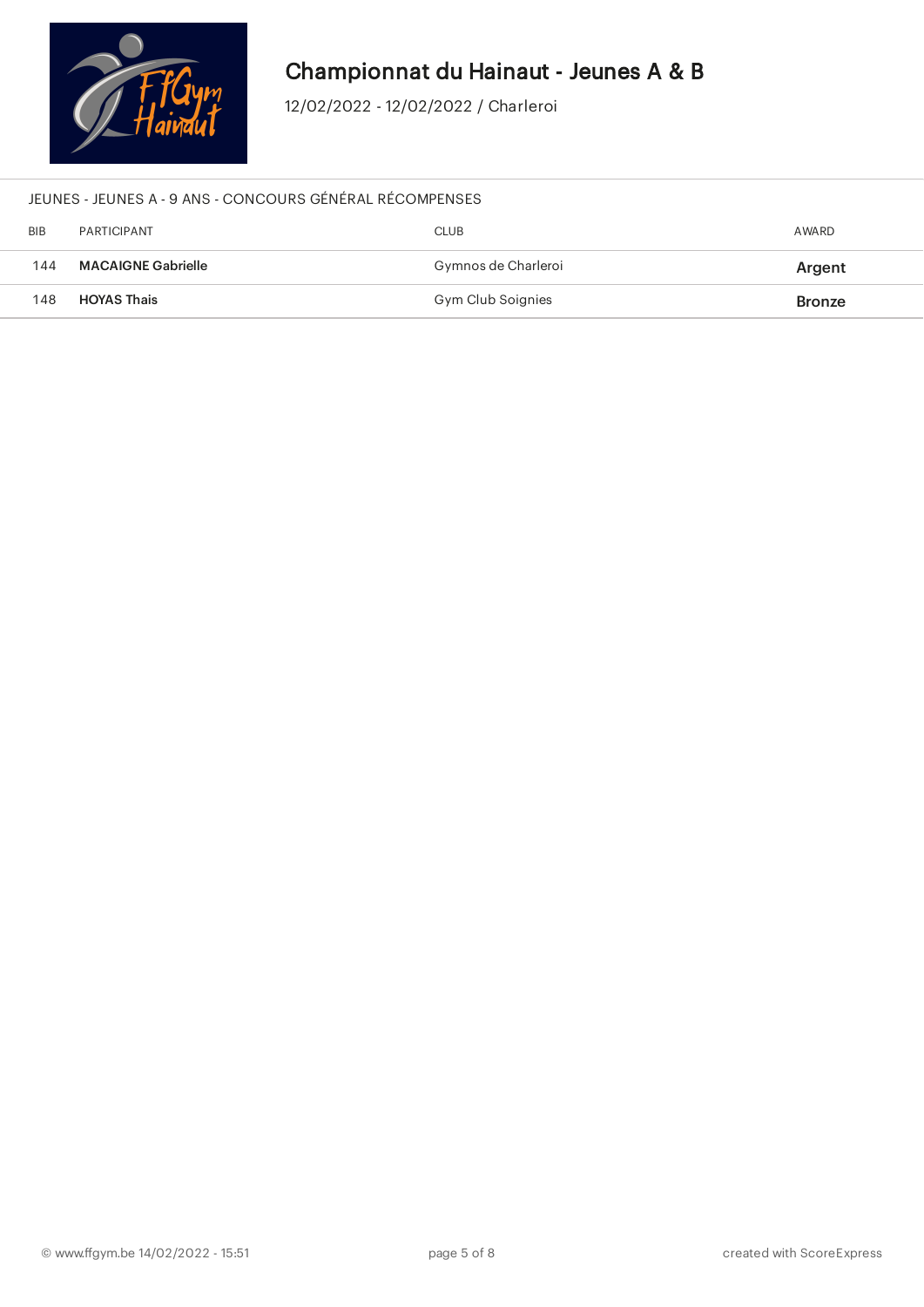# Championnat du Hainaut - Jeunes A & B

12/02/2022 - 12/02/2022 / Charleroi

JEUNES - JEUNES A - 9 ANS - CONCOURS GÉNÉRAL RÉCOMPENSES

| BIB | PARTICIPANT | CLUB | AWARD |
|---|---|---|---|
| 144 | **MACAIGNE Gabrielle** | Gymnos de Charleroi | **Argent** |
| 148 | **HOYAS Thais** | Gym Club Soignies | **Bronze** |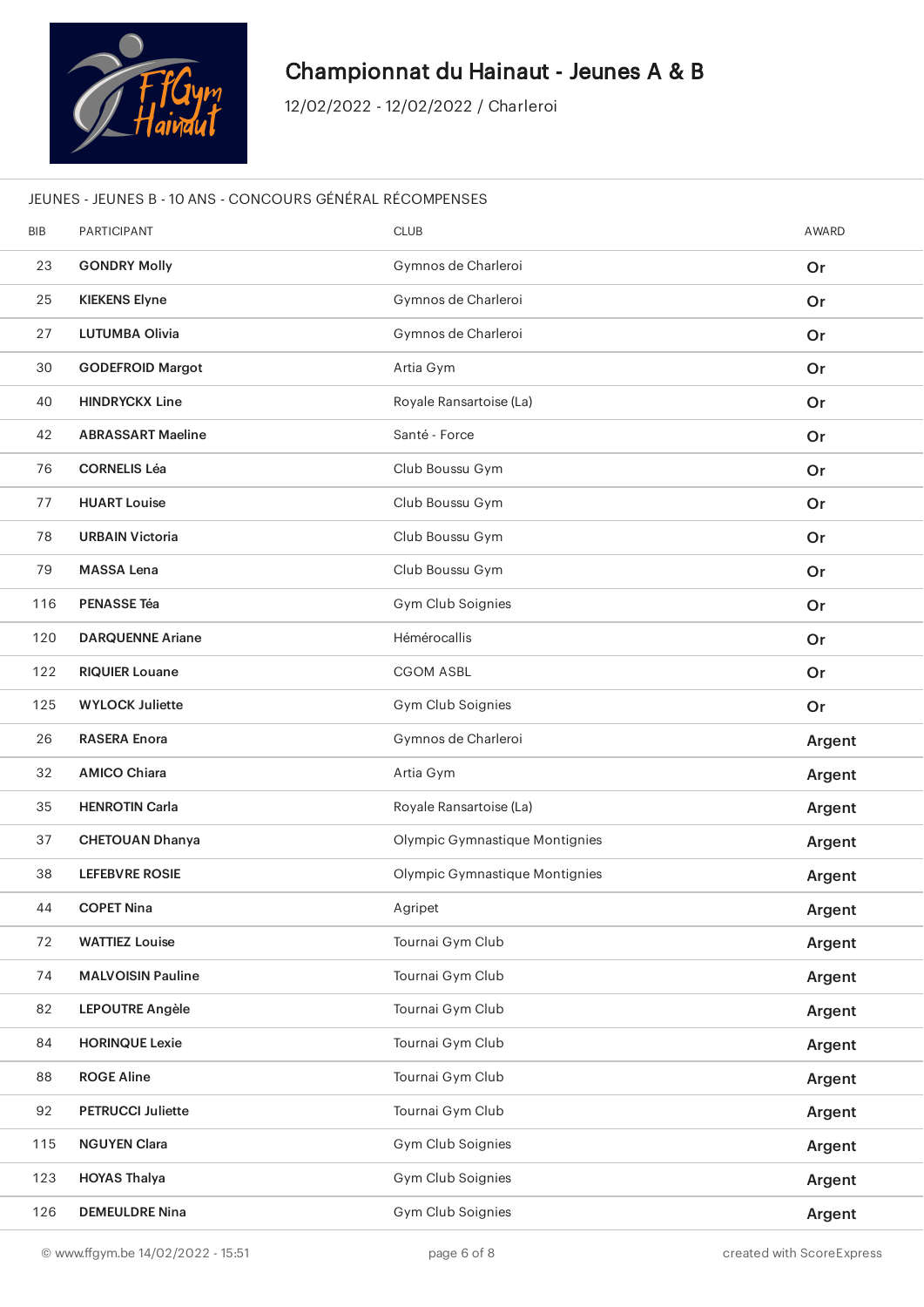# Championnat du Hainaut - Jeunes A & B

12/02/2022 - 12/02/2022 / Charleroi

JEUNES - JEUNES B - 10 ANS - CONCOURS GÉNÉRAL RÉCOMPENSES

| BIB | PARTICIPANT | CLUB | AWARD |
|---|---|---|---|
| 23 | **GONDRY Molly** | Gymnos de Charleroi | Or |
| 25 | **KIEKENS Elyne** | Gymnos de Charleroi | Or |
| 27 | **LUTUMBA Olivia** | Gymnos de Charleroi | Or |
| 30 | **GODEFROID Margot** | Artia Gym | Or |
| 40 | **HINDRYCKX Line** | Royale Ransartoise (La) | Or |
| 42 | **ABRASSART Maeline** | Santé - Force | Or |
| 76 | **CORNELIS Léa** | Club Boussu Gym | Or |
| 77 | **HUART Louise** | Club Boussu Gym | Or |
| 78 | **URBAIN Victoria** | Club Boussu Gym | Or |
| 79 | **MASSA Lena** | Club Boussu Gym | Or |
| 116 | **PENASSE Téa** | Gym Club Soignies | Or |
| 120 | **DARQUENNE Ariane** | Hémérocallis | Or |
| 122 | **RIQUIER Louane** | CGOM ASBL | Or |
| 125 | **WYLOCK Juliette** | Gym Club Soignies | Or |
| 26 | **RASERA Enora** | Gymnos de Charleroi | Argent |
| 32 | **AMICO Chiara** | Artia Gym | Argent |
| 35 | **HENROTIN Carla** | Royale Ransartoise (La) | Argent |
| 37 | **CHETOUAN Dhanya** | Olympic Gymnastique Montignies | Argent |
| 38 | **LEFEBVRE ROSIE** | Olympic Gymnastique Montignies | Argent |
| 44 | **COPET Nina** | Agripet | Argent |
| 72 | **WATTIEZ Louise** | Tournai Gym Club | Argent |
| 74 | **MALVOISIN Pauline** | Tournai Gym Club | Argent |
| 82 | **LEPOUTRE Angèle** | Tournai Gym Club | Argent |
| 84 | **HORINQUE Lexie** | Tournai Gym Club | Argent |
| 88 | **ROGE Aline** | Tournai Gym Club | Argent |
| 92 | **PETRUCCI Juliette** | Tournai Gym Club | Argent |
| 115 | **NGUYEN Clara** | Gym Club Soignies | Argent |
| 123 | **HOYAS Thalya** | Gym Club Soignies | Argent |
| 126 | **DEMEULDRE Nina** | Gym Club Soignies | Argent |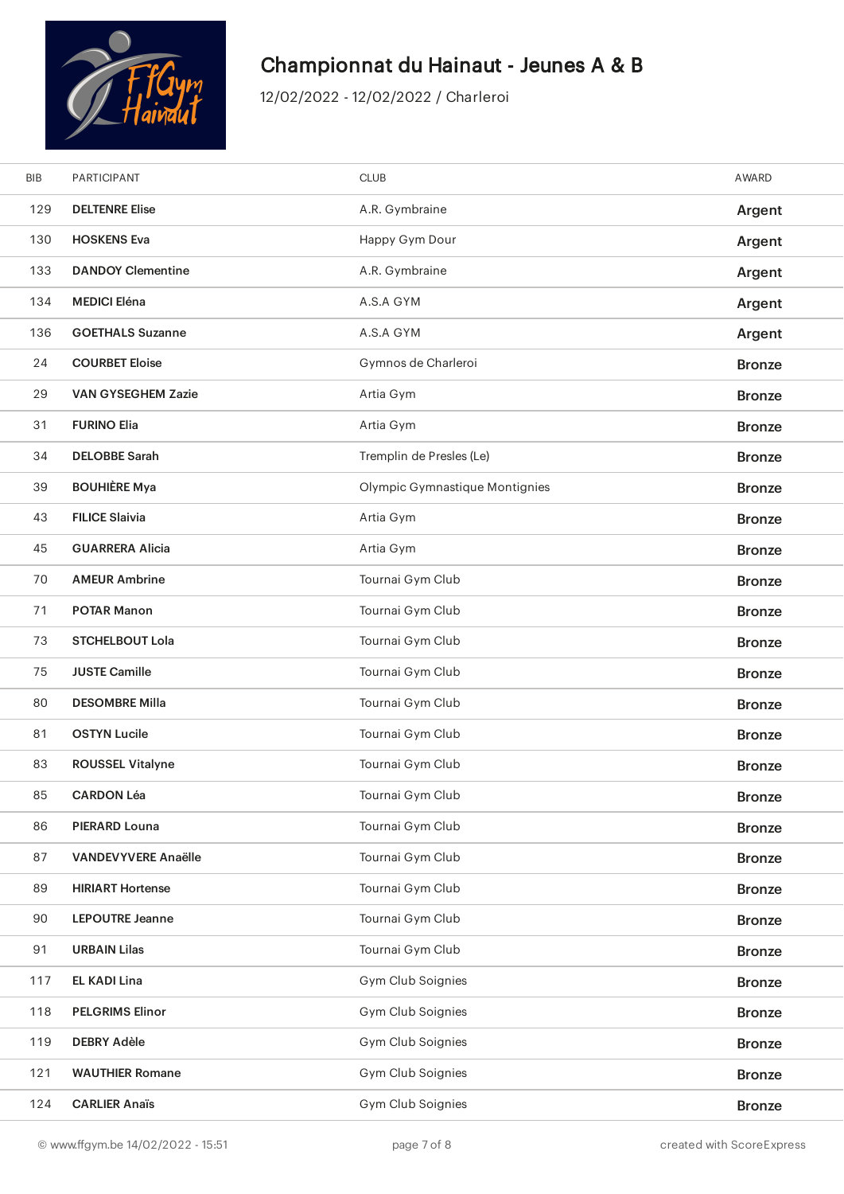# Championnat du Hainaut - Jeunes A & B

12/02/2022 - 12/02/2022 / Charleroi

| BIB | PARTICIPANT | CLUB | AWARD |
|---|---|---|---|
| 129 | **DELTENRE Elise** | A.R. Gymbraine | Argent |
| 130 | **HOSKENS Eva** | Happy Gym Dour | Argent |
| 133 | **DANDOY Clementine** | A.R. Gymbraine | Argent |
| 134 | **MEDICI Eléna** | A.S.A GYM | Argent |
| 136 | **GOETHALS Suzanne** | A.S.A GYM | Argent |
| 24 | **COURBET Eloise** | Gymnos de Charleroi | Bronze |
| 29 | **VAN GYSEGHEM Zazie** | Artia Gym | Bronze |
| 31 | **FURINO Elia** | Artia Gym | Bronze |
| 34 | **DELOBBE Sarah** | Tremplin de Presles (Le) | Bronze |
| 39 | **BOUHIÈRE Mya** | Olympic Gymnastique Montignies | Bronze |
| 43 | **FILICE Slaivia** | Artia Gym | Bronze |
| 45 | **GUARRERA Alicia** | Artia Gym | Bronze |
| 70 | **AMEUR Ambrine** | Tournai Gym Club | Bronze |
| 71 | **POTAR Manon** | Tournai Gym Club | Bronze |
| 73 | **STCHELBOUT Lola** | Tournai Gym Club | Bronze |
| 75 | **JUSTE Camille** | Tournai Gym Club | Bronze |
| 80 | **DESOMBRE Milla** | Tournai Gym Club | Bronze |
| 81 | **OSTYN Lucile** | Tournai Gym Club | Bronze |
| 83 | **ROUSSEL Vitalyne** | Tournai Gym Club | Bronze |
| 85 | **CARDON Léa** | Tournai Gym Club | Bronze |
| 86 | **PIERARD Louna** | Tournai Gym Club | Bronze |
| 87 | **VANDEVYVERE Anaëlle** | Tournai Gym Club | Bronze |
| 89 | **HIRIART Hortense** | Tournai Gym Club | Bronze |
| 90 | **LEPOUTRE Jeanne** | Tournai Gym Club | Bronze |
| 91 | **URBAIN Lilas** | Tournai Gym Club | Bronze |
| 117 | **EL KADI Lina** | Gym Club Soignies | Bronze |
| 118 | **PELGRIMS Elinor** | Gym Club Soignies | Bronze |
| 119 | **DEBRY Adèle** | Gym Club Soignies | Bronze |
| 121 | **WAUTHIER Romane** | Gym Club Soignies | Bronze |
| 124 | **CARLIER Anaïs** | Gym Club Soignies | Bronze |

© www.ffgym.be 14/02/2022 - 15:51 created with ScoreExpress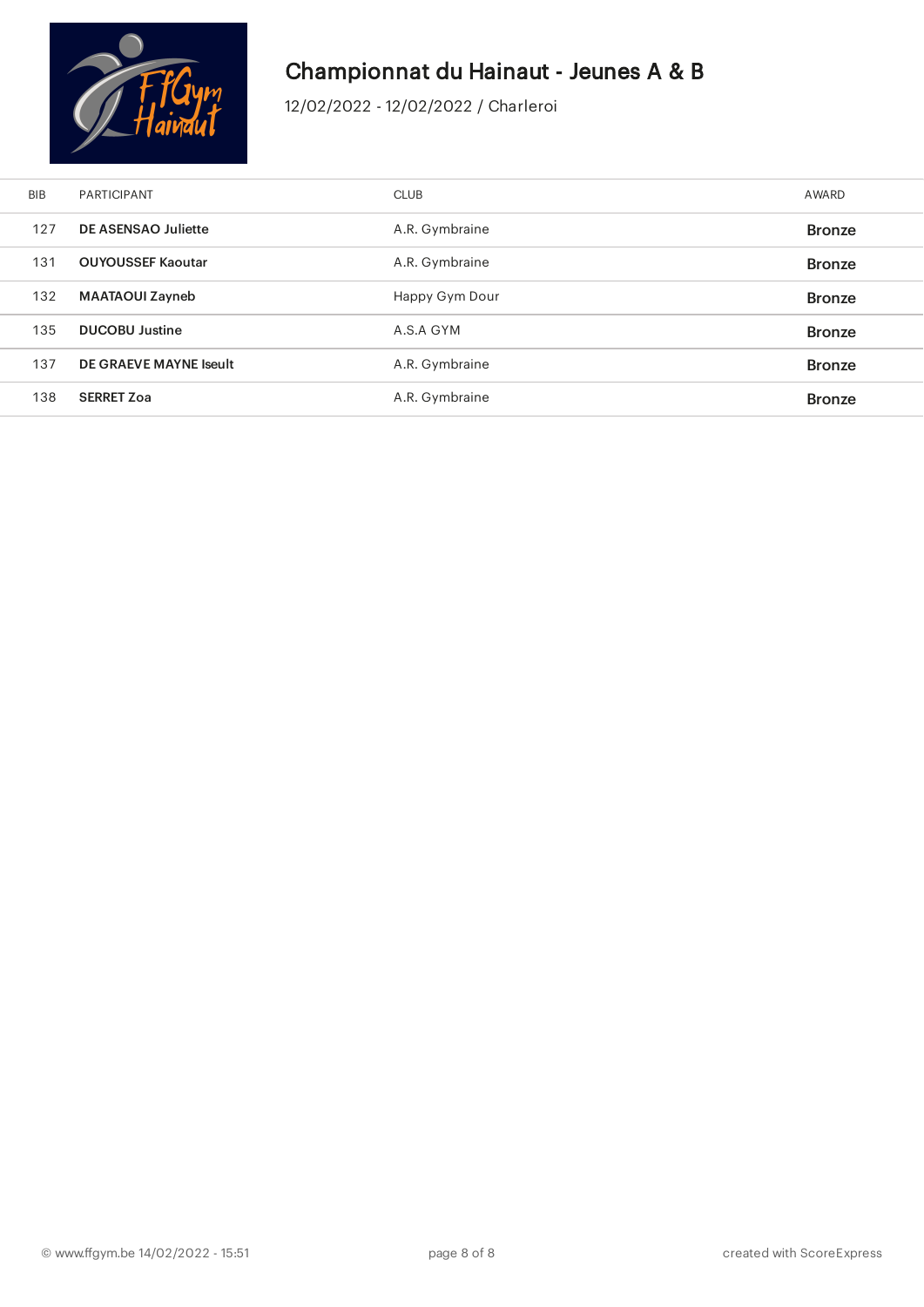# Championnat du Hainaut - Jeunes A & B

12/02/2022 - 12/02/2022 / Charleroi

| BIB | PARTICIPANT | CLUB | AWARD |
|---|---|---|---|
| 127 | **DE ASENSAO Juliette** | A.R. Gymbraine | Bronze |
| 131 | **OUYOUSSEF Kaoutar** | A.R. Gymbraine | Bronze |
| 132 | **MAATAOUI Zayneb** | Happy Gym Dour | Bronze |
| 135 | **DUCOBU Justine** | A.S.A GYM | Bronze |
| 137 | **DE GRAEVE MAYNE Iseult** | A.R. Gymbraine | Bronze |
| 138 | **SERRET Zoa** | A.R. Gymbraine | Bronze |